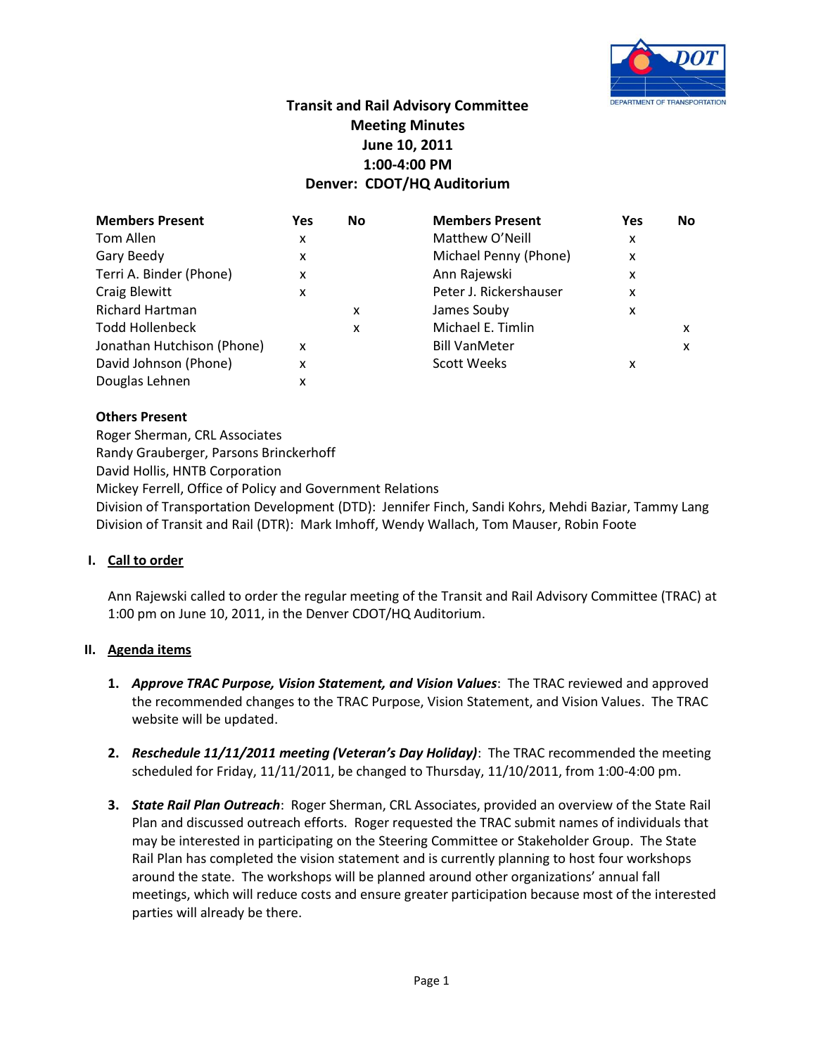# Transit and Rail Advisory Committee
## Meeting Minutes
## June 10, 2011
## 1:00-4:00 PM
## Denver: CDOT/HQ Auditorium

| Members Present | Yes | No | Members Present | Yes | No |
|---|---|---|---|---|---|
| Tom Allen | x | | Matthew O'Neill | x | |
| Gary Beedy | x | | Michael Penny (Phone) | x | |
| Terri A. Binder (Phone) | x | | Ann Rajewski | x | |
| Craig Blewitt | x | | Peter J. Rickershauser | x | |
| Richard Hartman | | x | James Souby | x | |
| Todd Hollenbeck | | x | Michael E. Timlin | | x |
| Jonathan Hutchison (Phone) | x | | Bill VanMeter | | x |
| David Johnson (Phone) | x | | Scott Weeks | x | |
| Douglas Lehnen | x | | | | |

**Others Present**

Roger Sherman, CRL Associates
Randy Grauberger, Parsons Brinckerhoff
David Hollis, HNTB Corporation
Mickey Ferrell, Office of Policy and Government Relations
Division of Transportation Development (DTD): Jennifer Finch, Sandi Kohrs, Mehdi Baziar, Tammy Lang
Division of Transit and Rail (DTR): Mark Imhoff, Wendy Wallach, Tom Mauser, Robin Foote

## I. Call to order

Ann Rajewski called to order the regular meeting of the Transit and Rail Advisory Committee (TRAC) at 1:00 pm on June 10, 2011, in the Denver CDOT/HQ Auditorium.

## II. Agenda items

1. ***Approve TRAC Purpose, Vision Statement, and Vision Values***: The TRAC reviewed and approved the recommended changes to the TRAC Purpose, Vision Statement, and Vision Values. The TRAC website will be updated.

2. ***Reschedule 11/11/2011 meeting (Veteran's Day Holiday)***: The TRAC recommended the meeting scheduled for Friday, 11/11/2011, be changed to Thursday, 11/10/2011, from 1:00-4:00 pm.

3. ***State Rail Plan Outreach***: Roger Sherman, CRL Associates, provided an overview of the State Rail Plan and discussed outreach efforts. Roger requested the TRAC submit names of individuals that may be interested in participating on the Steering Committee or Stakeholder Group. The State Rail Plan has completed the vision statement and is currently planning to host four workshops around the state. The workshops will be planned around other organizations' annual fall meetings, which will reduce costs and ensure greater participation because most of the interested parties will already be there.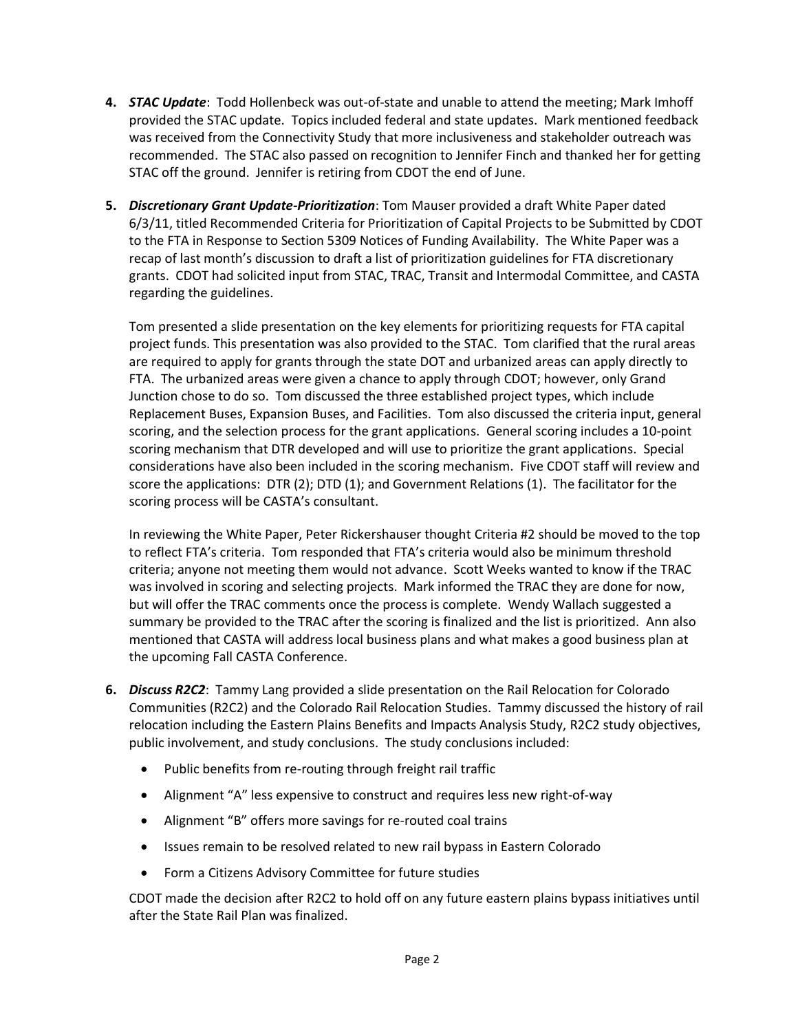4. ***STAC Update***: Todd Hollenbeck was out-of-state and unable to attend the meeting; Mark Imhoff provided the STAC update. Topics included federal and state updates. Mark mentioned feedback was received from the Connectivity Study that more inclusiveness and stakeholder outreach was recommended. The STAC also passed on recognition to Jennifer Finch and thanked her for getting STAC off the ground. Jennifer is retiring from CDOT the end of June.

5. ***Discretionary Grant Update-Prioritization***: Tom Mauser provided a draft White Paper dated 6/3/11, titled Recommended Criteria for Prioritization of Capital Projects to be Submitted by CDOT to the FTA in Response to Section 5309 Notices of Funding Availability. The White Paper was a recap of last month's discussion to draft a list of prioritization guidelines for FTA discretionary grants. CDOT had solicited input from STAC, TRAC, Transit and Intermodal Committee, and CASTA regarding the guidelines.

   Tom presented a slide presentation on the key elements for prioritizing requests for FTA capital project funds. This presentation was also provided to the STAC. Tom clarified that the rural areas are required to apply for grants through the state DOT and urbanized areas can apply directly to FTA. The urbanized areas were given a chance to apply through CDOT; however, only Grand Junction chose to do so. Tom discussed the three established project types, which include Replacement Buses, Expansion Buses, and Facilities. Tom also discussed the criteria input, general scoring, and the selection process for the grant applications. General scoring includes a 10-point scoring mechanism that DTR developed and will use to prioritize the grant applications. Special considerations have also been included in the scoring mechanism. Five CDOT staff will review and score the applications: DTR (2); DTD (1); and Government Relations (1). The facilitator for the scoring process will be CASTA's consultant.

   In reviewing the White Paper, Peter Rickershauser thought Criteria #2 should be moved to the top to reflect FTA's criteria. Tom responded that FTA's criteria would also be minimum threshold criteria; anyone not meeting them would not advance. Scott Weeks wanted to know if the TRAC was involved in scoring and selecting projects. Mark informed the TRAC they are done for now, but will offer the TRAC comments once the process is complete. Wendy Wallach suggested a summary be provided to the TRAC after the scoring is finalized and the list is prioritized. Ann also mentioned that CASTA will address local business plans and what makes a good business plan at the upcoming Fall CASTA Conference.

6. ***Discuss R2C2***: Tammy Lang provided a slide presentation on the Rail Relocation for Colorado Communities (R2C2) and the Colorado Rail Relocation Studies. Tammy discussed the history of rail relocation including the Eastern Plains Benefits and Impacts Analysis Study, R2C2 study objectives, public involvement, and study conclusions. The study conclusions included:

   - Public benefits from re-routing through freight rail traffic
   - Alignment "A" less expensive to construct and requires less new right-of-way
   - Alignment "B" offers more savings for re-routed coal trains
   - Issues remain to be resolved related to new rail bypass in Eastern Colorado
   - Form a Citizens Advisory Committee for future studies

   CDOT made the decision after R2C2 to hold off on any future eastern plains bypass initiatives until after the State Rail Plan was finalized.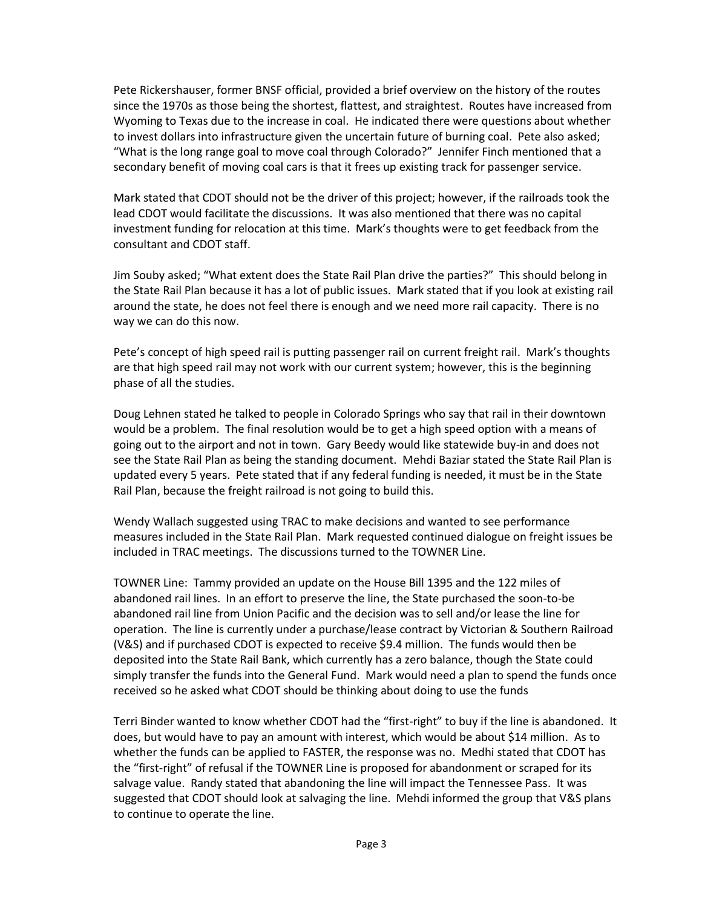Pete Rickershauser, former BNSF official, provided a brief overview on the history of the routes since the 1970s as those being the shortest, flattest, and straightest. Routes have increased from Wyoming to Texas due to the increase in coal. He indicated there were questions about whether to invest dollars into infrastructure given the uncertain future of burning coal. Pete also asked; "What is the long range goal to move coal through Colorado?" Jennifer Finch mentioned that a secondary benefit of moving coal cars is that it frees up existing track for passenger service.

Mark stated that CDOT should not be the driver of this project; however, if the railroads took the lead CDOT would facilitate the discussions. It was also mentioned that there was no capital investment funding for relocation at this time. Mark's thoughts were to get feedback from the consultant and CDOT staff.

Jim Souby asked; "What extent does the State Rail Plan drive the parties?" This should belong in the State Rail Plan because it has a lot of public issues. Mark stated that if you look at existing rail around the state, he does not feel there is enough and we need more rail capacity. There is no way we can do this now.

Pete's concept of high speed rail is putting passenger rail on current freight rail. Mark's thoughts are that high speed rail may not work with our current system; however, this is the beginning phase of all the studies.

Doug Lehnen stated he talked to people in Colorado Springs who say that rail in their downtown would be a problem. The final resolution would be to get a high speed option with a means of going out to the airport and not in town. Gary Beedy would like statewide buy-in and does not see the State Rail Plan as being the standing document. Mehdi Baziar stated the State Rail Plan is updated every 5 years. Pete stated that if any federal funding is needed, it must be in the State Rail Plan, because the freight railroad is not going to build this.

Wendy Wallach suggested using TRAC to make decisions and wanted to see performance measures included in the State Rail Plan. Mark requested continued dialogue on freight issues be included in TRAC meetings. The discussions turned to the TOWNER Line.

TOWNER Line: Tammy provided an update on the House Bill 1395 and the 122 miles of abandoned rail lines. In an effort to preserve the line, the State purchased the soon-to-be abandoned rail line from Union Pacific and the decision was to sell and/or lease the line for operation. The line is currently under a purchase/lease contract by Victorian & Southern Railroad (V&S) and if purchased CDOT is expected to receive $9.4 million. The funds would then be deposited into the State Rail Bank, which currently has a zero balance, though the State could simply transfer the funds into the General Fund. Mark would need a plan to spend the funds once received so he asked what CDOT should be thinking about doing to use the funds

Terri Binder wanted to know whether CDOT had the "first-right" to buy if the line is abandoned. It does, but would have to pay an amount with interest, which would be about $14 million. As to whether the funds can be applied to FASTER, the response was no. Medhi stated that CDOT has the "first-right" of refusal if the TOWNER Line is proposed for abandonment or scraped for its salvage value. Randy stated that abandoning the line will impact the Tennessee Pass. It was suggested that CDOT should look at salvaging the line. Mehdi informed the group that V&S plans to continue to operate the line.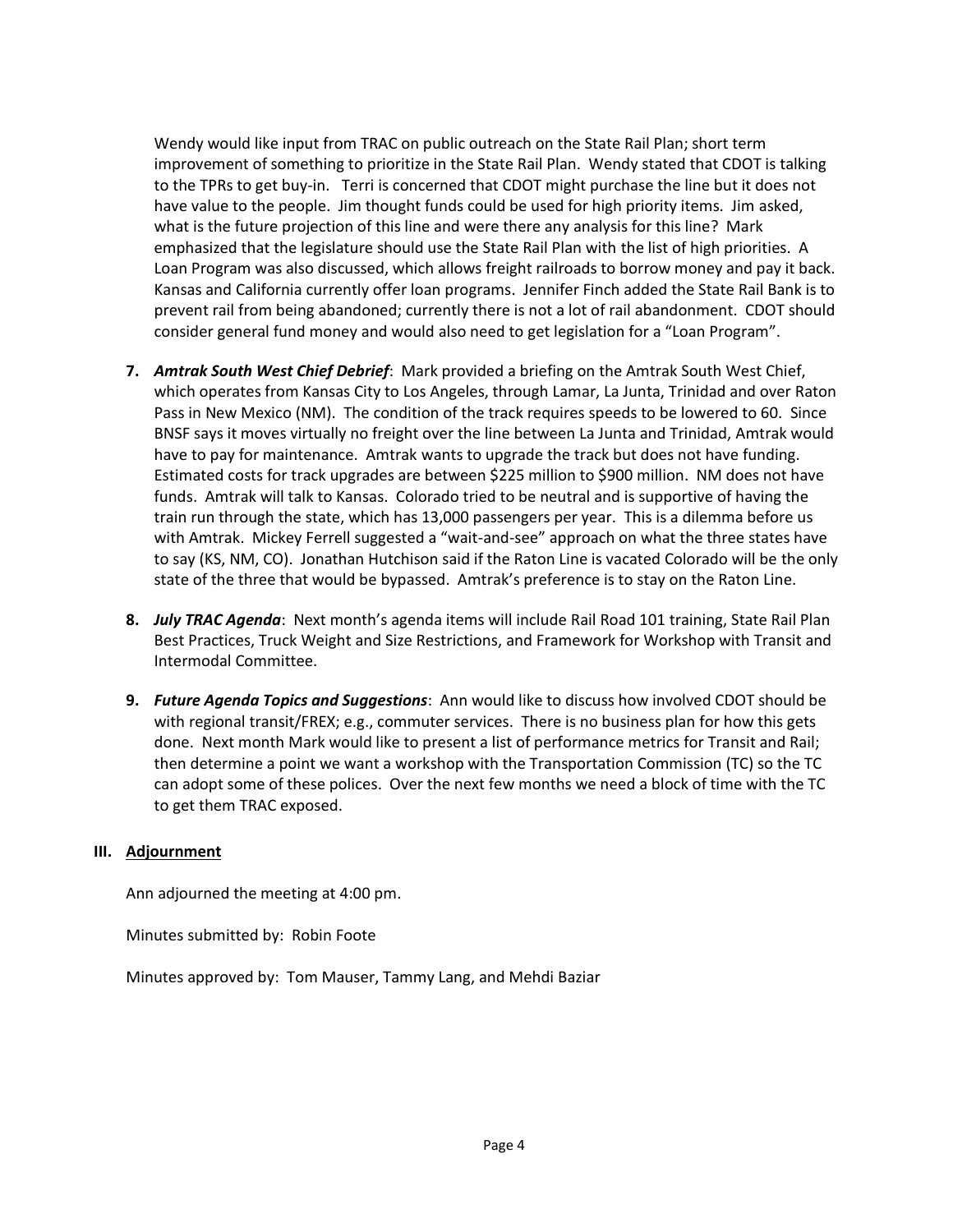Wendy would like input from TRAC on public outreach on the State Rail Plan; short term improvement of something to prioritize in the State Rail Plan. Wendy stated that CDOT is talking to the TPRs to get buy-in. Terri is concerned that CDOT might purchase the line but it does not have value to the people. Jim thought funds could be used for high priority items. Jim asked, what is the future projection of this line and were there any analysis for this line? Mark emphasized that the legislature should use the State Rail Plan with the list of high priorities. A Loan Program was also discussed, which allows freight railroads to borrow money and pay it back. Kansas and California currently offer loan programs. Jennifer Finch added the State Rail Bank is to prevent rail from being abandoned; currently there is not a lot of rail abandonment. CDOT should consider general fund money and would also need to get legislation for a "Loan Program".

7. ***Amtrak South West Chief Debrief***: Mark provided a briefing on the Amtrak South West Chief, which operates from Kansas City to Los Angeles, through Lamar, La Junta, Trinidad and over Raton Pass in New Mexico (NM). The condition of the track requires speeds to be lowered to 60. Since BNSF says it moves virtually no freight over the line between La Junta and Trinidad, Amtrak would have to pay for maintenance. Amtrak wants to upgrade the track but does not have funding. Estimated costs for track upgrades are between $225 million to $900 million. NM does not have funds. Amtrak will talk to Kansas. Colorado tried to be neutral and is supportive of having the train run through the state, which has 13,000 passengers per year. This is a dilemma before us with Amtrak. Mickey Ferrell suggested a "wait-and-see" approach on what the three states have to say (KS, NM, CO). Jonathan Hutchison said if the Raton Line is vacated Colorado will be the only state of the three that would be bypassed. Amtrak's preference is to stay on the Raton Line.

8. ***July TRAC Agenda***: Next month's agenda items will include Rail Road 101 training, State Rail Plan Best Practices, Truck Weight and Size Restrictions, and Framework for Workshop with Transit and Intermodal Committee.

9. ***Future Agenda Topics and Suggestions***: Ann would like to discuss how involved CDOT should be with regional transit/FREX; e.g., commuter services. There is no business plan for how this gets done. Next month Mark would like to present a list of performance metrics for Transit and Rail; then determine a point we want a workshop with the Transportation Commission (TC) so the TC can adopt some of these polices. Over the next few months we need a block of time with the TC to get them TRAC exposed.

## III. Adjournment

Ann adjourned the meeting at 4:00 pm.

Minutes submitted by: Robin Foote

Minutes approved by: Tom Mauser, Tammy Lang, and Mehdi Baziar